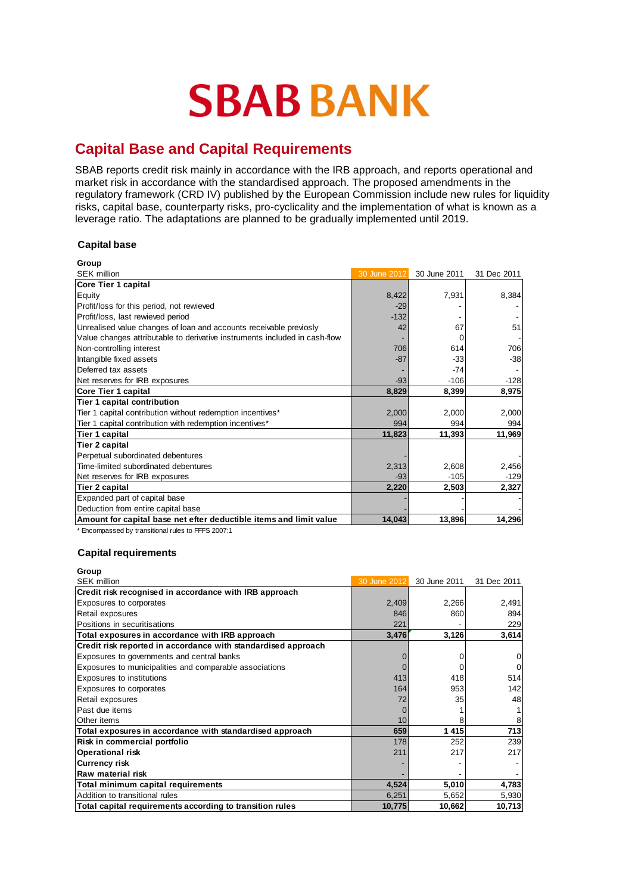# SBAB BANK

## Capital Base and Capital Requirements

SBAB reports credit risk mainly in accordance with the IRB approach, and reports operational and market risk in accordance with the standardised approach. The proposed amendments in the regulatory framework (CRD IV) published by the European Commission include new rules for liquidity risks, capital base, counterparty risks, pro-cyclicality and the implementation of what is known as a leverage ratio. The adaptations are planned to be gradually implemented until 2019.

### Capital base

**Group**

| SEK million | 30 June 2012 | 30 June 2011 | 31 Dec 2011 |
|---|---|---|---|
| **Core Tier 1 capital** | | | |
| Equity | 8,422 | 7,931 | 8,384 |
| Profit/loss for this period, not rewieved | -29 | - | - |
| Profit/loss, last rewieved period | -132 | - | - |
| Unrealised value changes of loan and accounts receivable previosly | 42 | 67 | 51 |
| Value changes attributable to derivative instruments included in cash-flow | - | 0 | - |
| Non-controlling interest | 706 | 614 | 706 |
| Intangible fixed assets | -87 | -33 | -38 |
| Deferred tax assets | - | -74 | - |
| Net reserves for IRB exposures | -93 | -106 | -128 |
| **Core Tier 1 capital** | **8,829** | **8,399** | **8,975** |
| **Tier 1 capital contribution** | | | |
| Tier 1 capital contribution without redemption incentives* | 2,000 | 2,000 | 2,000 |
| Tier 1 capital contribution with redemption incentives* | 994 | 994 | 994 |
| **Tier 1 capital** | **11,823** | **11,393** | **11,969** |
| **Tier 2 capital** | | | |
| Perpetual subordinated debentures | | | - |
| Time-limited subordinated debentures | 2,313 | 2,608 | 2,456 |
| Net reserves for IRB exposures | -93 | -105 | -129 |
| **Tier 2 capital** | **2,220** | **2,503** | **2,327** |
| Expanded part of capital base | - | - | - |
| Deduction from entire capital base | - | - | - |
| **Amount for capital base net efter deductible items and limit value** | **14,043** | **13,896** | **14,296** |

\* Encompassed by transitional rules to FFFS 2007:1

### Capital requirements

**Group**

| SEK million | 30 June 2012 | 30 June 2011 | 31 Dec 2011 |
|---|---|---|---|
| **Credit risk recognised in accordance with IRB approach** | | | |
| Exposures to corporates | 2,409 | 2,266 | 2,491 |
| Retail exposures | 846 | 860 | 894 |
| Positions in securitisations | 221 | - | 229 |
| **Total exposures in accordance with IRB approach** | **3,476** | **3,126** | **3,614** |
| **Credit risk reported in accordance with standardised approach** | | | |
| Exposures to governments and central banks | 0 | 0 | 0 |
| Exposures to municipalities and comparable associations | 0 | 0 | 0 |
| Exposures to institutions | 413 | 418 | 514 |
| Exposures to corporates | 164 | 953 | 142 |
| Retail exposures | 72 | 35 | 48 |
| Past due items | 0 | 1 | 1 |
| Other items | 10 | 8 | 8 |
| **Total exposures in accordance with standardised approach** | **659** | **1 415** | **713** |
| **Risk in commercial portfolio** | 178 | 252 | 239 |
| **Operational risk** | 211 | 217 | 217 |
| **Currency risk** | - | - | - |
| **Raw material risk** | - | - | - |
| **Total minimum capital requirements** | **4,524** | **5,010** | **4,783** |
| Addition to transitional rules | 6,251 | 5,652 | 5,930 |
| **Total capital requirements according to transition rules** | **10,775** | **10,662** | **10,713** |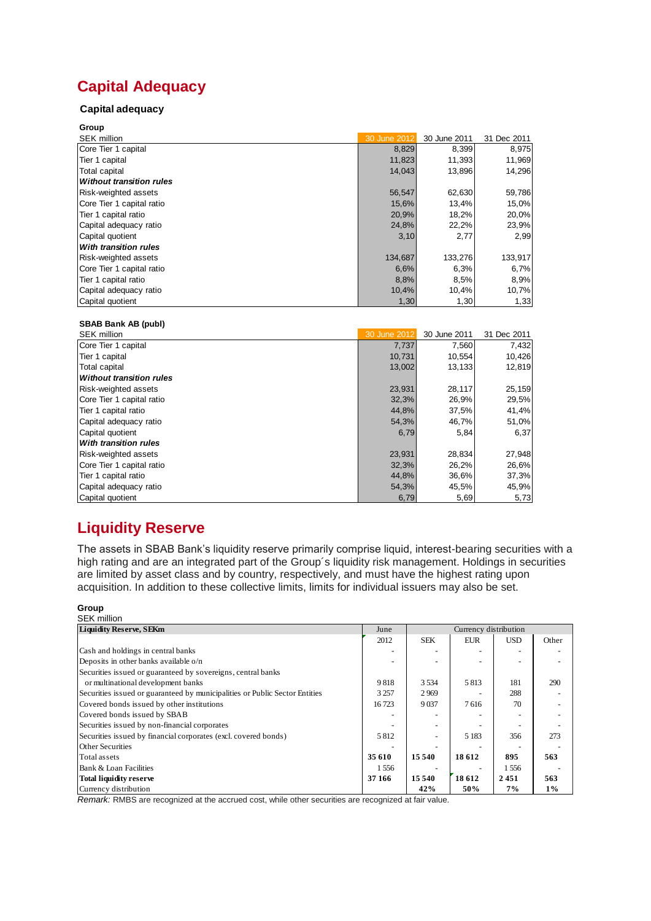# Capital Adequacy

### Capital adequacy

**Group**

| SEK million | 30 June 2012 | 30 June 2011 | 31 Dec 2011 |
|---|---|---|---|
| Core Tier 1 capital | 8,829 | 8,399 | 8,975 |
| Tier 1 capital | 11,823 | 11,393 | 11,969 |
| Total capital | 14,043 | 13,896 | 14,296 |
| ***Without transition rules*** | | | |
| Risk-weighted assets | 56,547 | 62,630 | 59,786 |
| Core Tier 1 capital ratio | 15,6% | 13,4% | 15,0% |
| Tier 1 capital ratio | 20,9% | 18,2% | 20,0% |
| Capital adequacy ratio | 24,8% | 22,2% | 23,9% |
| Capital quotient | 3,10 | 2,77 | 2,99 |
| ***With transition rules*** | | | |
| Risk-weighted assets | 134,687 | 133,276 | 133,917 |
| Core Tier 1 capital ratio | 6,6% | 6,3% | 6,7% |
| Tier 1 capital ratio | 8,8% | 8,5% | 8,9% |
| Capital adequacy ratio | 10,4% | 10,4% | 10,7% |
| Capital quotient | 1,30 | 1,30 | 1,33 |

**SBAB Bank AB (publ)**

| SEK million | 30 June 2012 | 30 June 2011 | 31 Dec 2011 |
|---|---|---|---|
| Core Tier 1 capital | 7,737 | 7,560 | 7,432 |
| Tier 1 capital | 10,731 | 10,554 | 10,426 |
| Total capital | 13,002 | 13,133 | 12,819 |
| ***Without transition rules*** | | | |
| Risk-weighted assets | 23,931 | 28,117 | 25,159 |
| Core Tier 1 capital ratio | 32,3% | 26,9% | 29,5% |
| Tier 1 capital ratio | 44,8% | 37,5% | 41,4% |
| Capital adequacy ratio | 54,3% | 46,7% | 51,0% |
| Capital quotient | 6,79 | 5,84 | 6,37 |
| ***With transition rules*** | | | |
| Risk-weighted assets | 23,931 | 28,834 | 27,948 |
| Core Tier 1 capital ratio | 32,3% | 26,2% | 26,6% |
| Tier 1 capital ratio | 44,8% | 36,6% | 37,3% |
| Capital adequacy ratio | 54,3% | 45,5% | 45,9% |
| Capital quotient | 6,79 | 5,69 | 5,73 |

# Liquidity Reserve

The assets in SBAB Bank's liquidity reserve primarily comprise liquid, interest-bearing securities with a high rating and are an integrated part of the Group´s liquidity risk management. Holdings in securities are limited by asset class and by country, respectively, and must have the highest rating upon acquisition. In addition to these collective limits, limits for individual issuers may also be set.

**Group**

SEK million

| **Liquidity Reserve, SEKm** | June | Currency distribution | | | |
|---|---|---|---|---|---|
| | 2012 | SEK | EUR | USD | Other |
| Cash and holdings in central banks | - | - | - | - | - |
| Deposits in other banks available o/n | - | - | - | - | - |
| Securities issued or guaranteed by sovereigns, central banks or multinational development banks | 9 818 | 3 534 | 5 813 | 181 | 290 |
| Securities issued or guaranteed by municipalities or Public Sector Entities | 3 257 | 2 969 | - | 288 | - |
| Covered bonds issued by other institutions | 16 723 | 9 037 | 7 616 | 70 | - |
| Covered bonds issued by SBAB | - | - | - | - | - |
| Securities issued by non-financial corporates | - | - | - | - | - |
| Securities issued by financial corporates (excl. covered bonds) | 5 812 | - | 5 183 | 356 | 273 |
| Other Securities | - | - | - | - | - |
| Total assets | **35 610** | **15 540** | **18 612** | **895** | **563** |
| Bank & Loan Facilities | 1 556 | - | - | 1 556 | - |
| **Total liquidity reserve** | **37 166** | **15 540** | **18 612** | **2 451** | **563** |
| Currency distribution | | **42%** | **50%** | **7%** | **1%** |

*Remark:* RMBS are recognized at the accrued cost, while other securities are recognized at fair value.